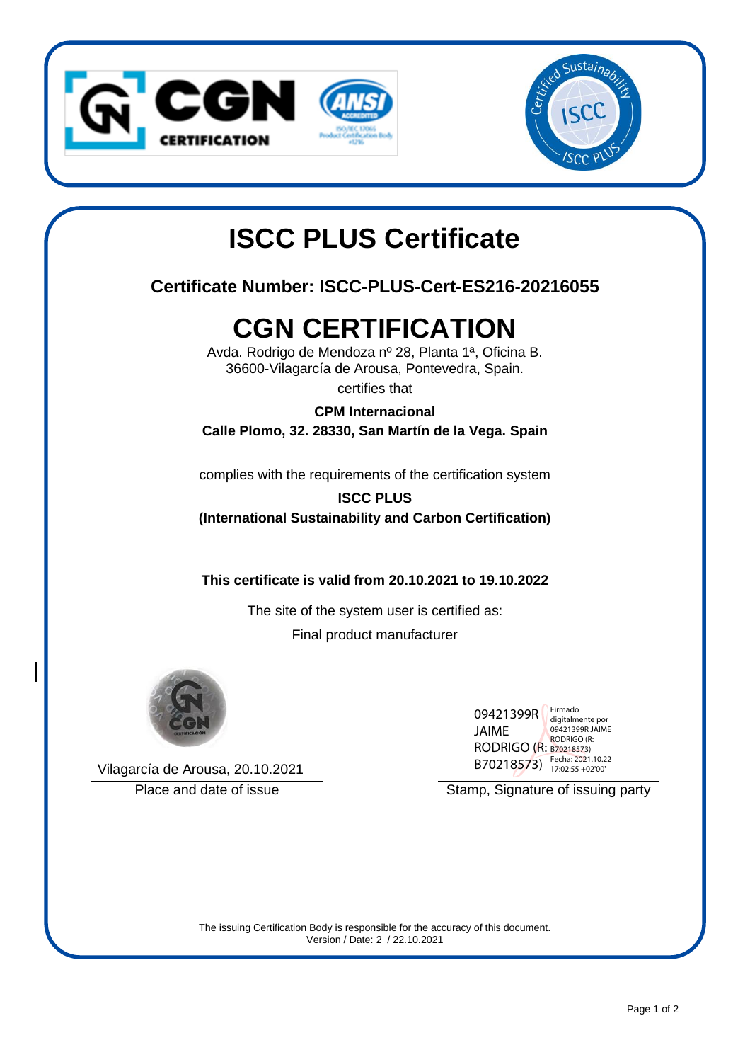# ISCC PLUS Certificate

**Certificate Number: ISCC-PLUS-Cert-ES216-20216055**

# CGN CERTIFICATION

Avda. Rodrigo de Mendoza nº 28, Planta 1ª, Oficina B.
36600-Vilagarcía de Arousa, Pontevedra, Spain.

certifies that

**CPM Internacional**
**Calle Plomo, 32. 28330, San Martín de la Vega. Spain**

complies with the requirements of the certification system

**ISCC PLUS**
**(International Sustainability and Carbon Certification)**

**This certificate is valid from 20.10.2021 to 19.10.2022**

The site of the system user is certified as:

Final product manufacturer

Vilagarcía de Arousa, 20.10.2021

Place and date of issue

09421399R JAIME RODRIGO (R: B70218573)

Firmado digitalmente por 09421399R JAIME RODRIGO (R: B70218573)
Fecha: 2021.10.22 17:02:55 +02'00'

Stamp, Signature of issuing party

The issuing Certification Body is responsible for the accuracy of this document.
Version / Date: 2 / 22.10.2021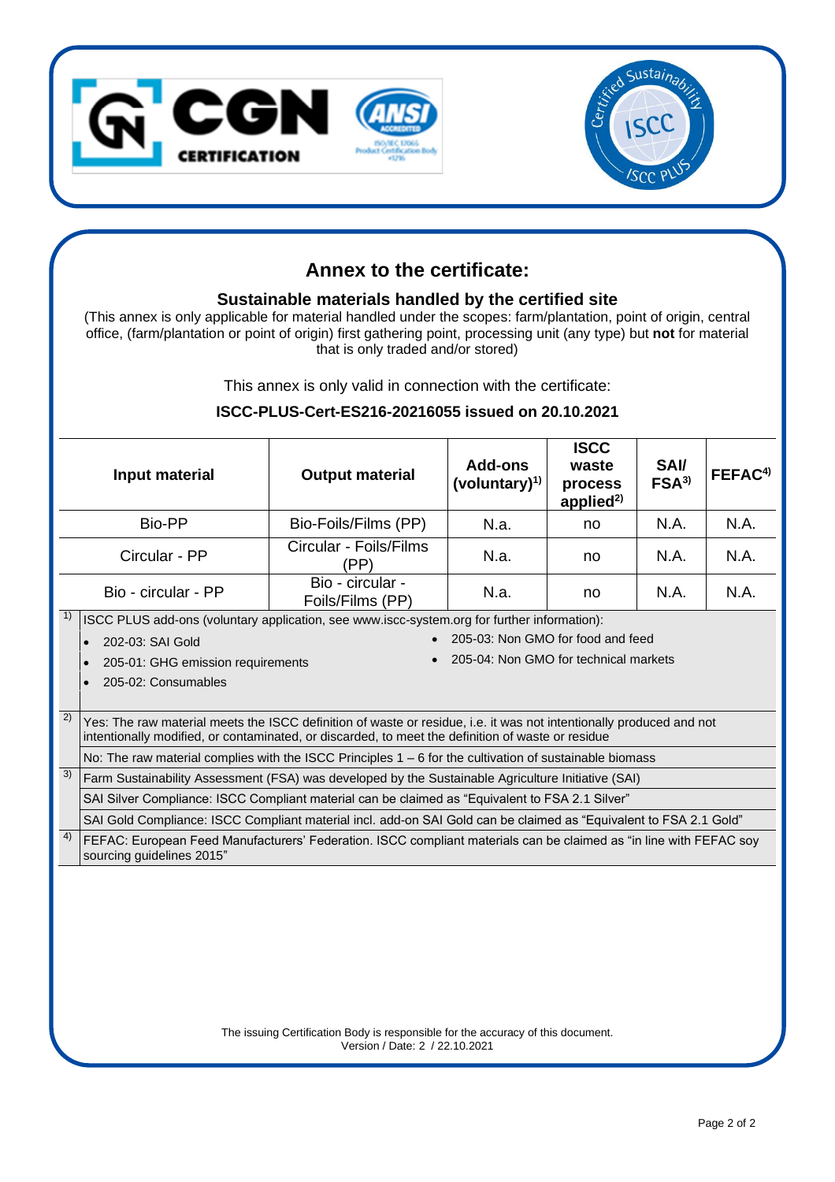CGN CERTIFICATION

ANSI ACCREDITED ISO/IEC 17065 Product Certification Body #1216

Certified Sustainability ISCC ISCC PLUS

# Annex to the certificate:

## Sustainable materials handled by the certified site

(This annex is only applicable for material handled under the scopes: farm/plantation, point of origin, central office, (farm/plantation or point of origin) first gathering point, processing unit (any type) but **not** for material that is only traded and/or stored)

This annex is only valid in connection with the certificate:

**ISCC-PLUS-Cert-ES216-20216055 issued on 20.10.2021**

| Input material | Output material | Add-ons (voluntary)[1] | ISCC waste process applied[2] | SAI/ FSA[3] | FEFAC[4] |
|---|---|---|---|---|---|
| Bio-PP | Bio-Foils/Films (PP) | N.a. | no | N.A. | N.A. |
| Circular - PP | Circular - Foils/Films (PP) | N.a. | no | N.A. | N.A. |
| Bio - circular - PP | Bio - circular - Foils/Films (PP) | N.a. | no | N.A. | N.A. |

[1] ISCC PLUS add-ons (voluntary application, see www.iscc-system.org for further information):

- 202-03: SAI Gold
- 205-01: GHG emission requirements
- 205-02: Consumables
- 205-03: Non GMO for food and feed
- 205-04: Non GMO for technical markets

[2] Yes: The raw material meets the ISCC definition of waste or residue, i.e. it was not intentionally produced and not intentionally modified, or contaminated, or discarded, to meet the definition of waste or residue

No: The raw material complies with the ISCC Principles 1 – 6 for the cultivation of sustainable biomass

[3] Farm Sustainability Assessment (FSA) was developed by the Sustainable Agriculture Initiative (SAI)

SAI Silver Compliance: ISCC Compliant material can be claimed as "Equivalent to FSA 2.1 Silver"

SAI Gold Compliance: ISCC Compliant material incl. add-on SAI Gold can be claimed as "Equivalent to FSA 2.1 Gold"

[4] FEFAC: European Feed Manufacturers' Federation. ISCC compliant materials can be claimed as "in line with FEFAC soy sourcing guidelines 2015"

The issuing Certification Body is responsible for the accuracy of this document.
Version / Date: 2 / 22.10.2021